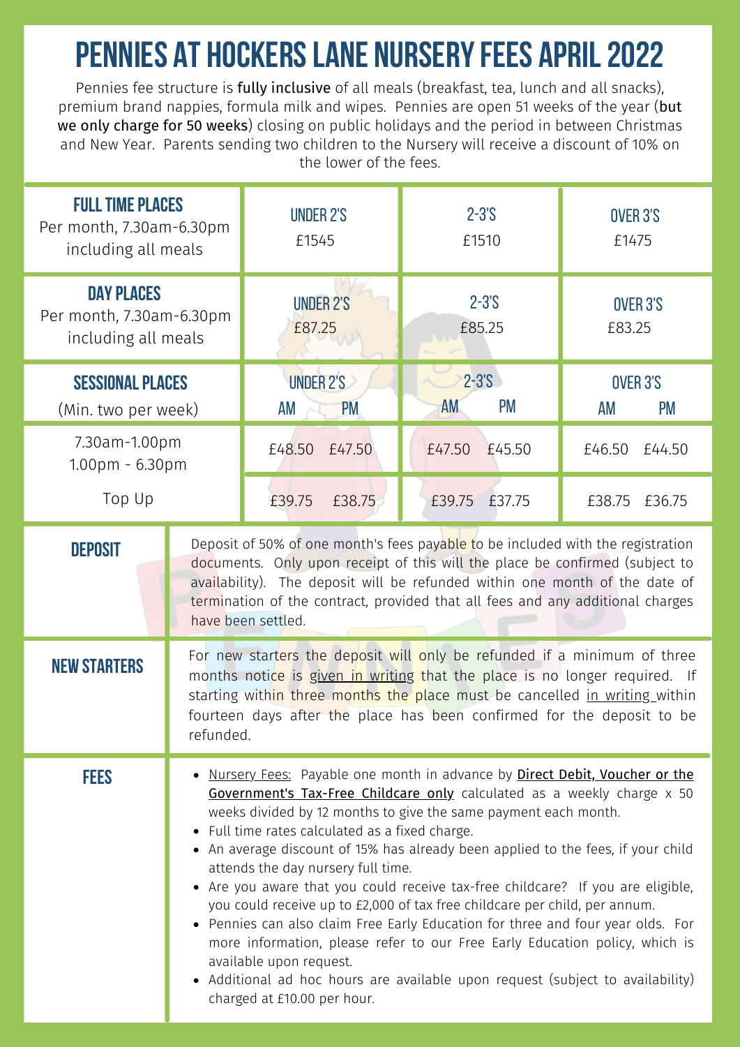# PENNIES AT HOCKERS LANE NURSERY FEES APRIL 2022

Pennies fee structure is fully inclusive of all meals (breakfast, tea, lunch and all snacks), premium brand nappies, formula milk and wipes. Pennies are open 51 weeks of the year (but we only charge for 50 weeks) closing on public holidays and the period in between Christmas and New Year. Parents sending two children to the Nursery will receive a discount of 10% on the lower of the fees.

| | | | | | | |
|---|---|---|---|---|---|---|
| **FULL TIME PLACES** Per month, 7.30am-6.30pm including all meals | **UNDER 2'S** £1545 | | **2-3'S** £1510 | | **OVER 3'S** £1475 | |
| **DAY PLACES** Per month, 7.30am-6.30pm including all meals | **UNDER 2'S** £87.25 | | **2-3'S** £85.25 | | **OVER 3'S** £83.25 | |
| **SESSIONAL PLACES** (Min. two per week) | **UNDER 2'S** AM | PM | **2-3'S** AM | PM | **OVER 3'S** AM | PM |
| 7.30am-1.00pm 1.00pm - 6.30pm | £48.50 | £47.50 | £47.50 | £45.50 | £46.50 | £44.50 |
| Top Up | £39.75 | £38.75 | £39.75 | £37.75 | £38.75 | £36.75 |

## DEPOSIT

Deposit of 50% of one month's fees payable to be included with the registration documents. Only upon receipt of this will the place be confirmed (subject to availability). The deposit will be refunded within one month of the date of termination of the contract, provided that all fees and any additional charges have been settled.

## NEW STARTERS

For new starters the deposit will only be refunded if a minimum of three months notice is given in writing that the place is no longer required. If starting within three months the place must be cancelled in writing within fourteen days after the place has been confirmed for the deposit to be refunded.

## FEES

- Nursery Fees: Payable one month in advance by **Direct Debit, Voucher or the Government's Tax-Free Childcare only** calculated as a weekly charge x 50 weeks divided by 12 months to give the same payment each month.
- Full time rates calculated as a fixed charge.
- An average discount of 15% has already been applied to the fees, if your child attends the day nursery full time.
- Are you aware that you could receive tax-free childcare? If you are eligible, you could receive up to £2,000 of tax free childcare per child, per annum.
- Pennies can also claim Free Early Education for three and four year olds. For more information, please refer to our Free Early Education policy, which is available upon request.
- Additional ad hoc hours are available upon request (subject to availability) charged at £10.00 per hour.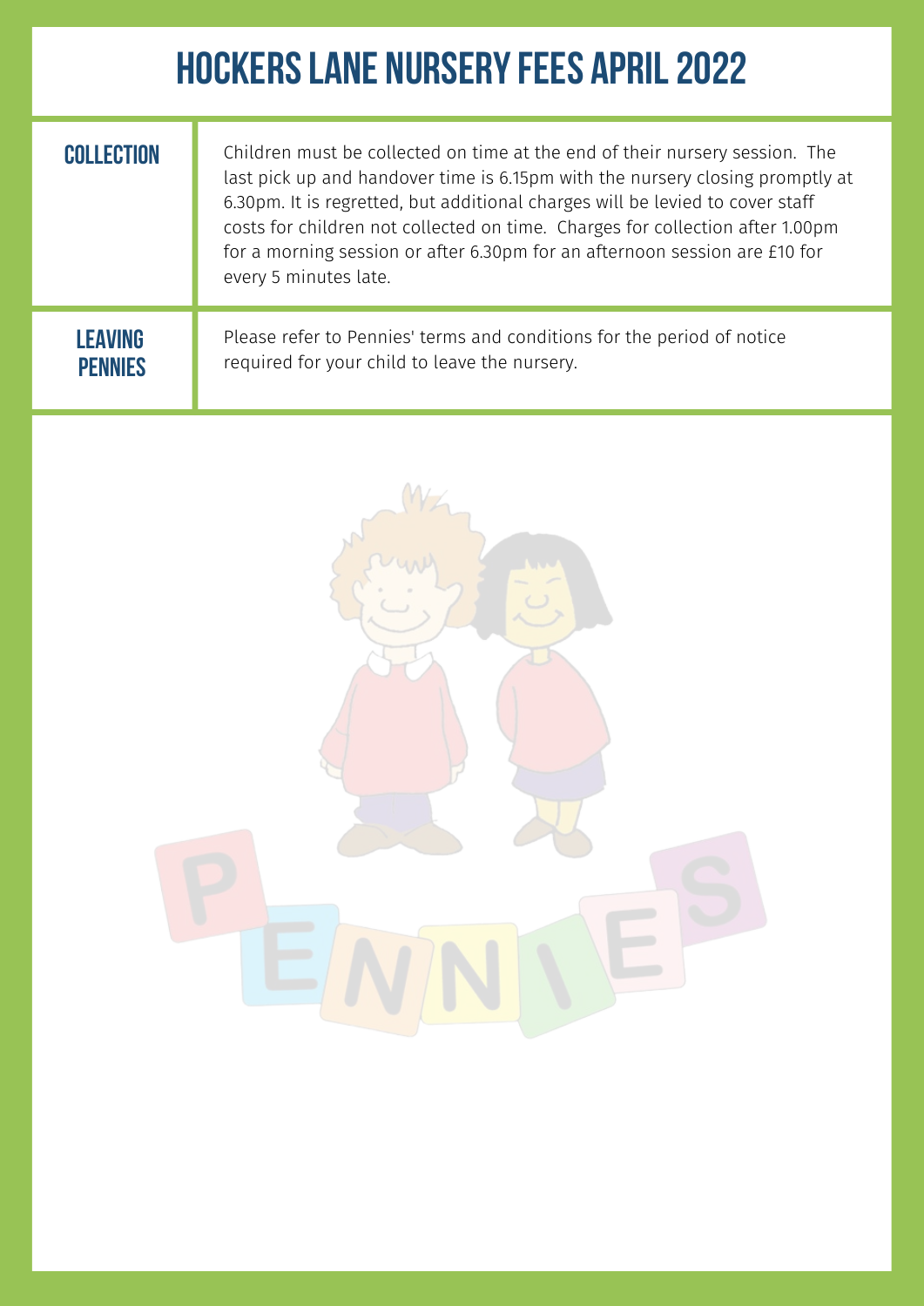# HOCKERS LANE NURSERY FEES APRIL 2022

| | |
|---|---|
| **COLLECTION** | Children must be collected on time at the end of their nursery session. The last pick up and handover time is 6.15pm with the nursery closing promptly at 6.30pm. It is regretted, but additional charges will be levied to cover staff costs for children not collected on time. Charges for collection after 1.00pm for a morning session or after 6.30pm for an afternoon session are £10 for every 5 minutes late. |
| **LEAVING PENNIES** | Please refer to Pennies' terms and conditions for the period of notice required for your child to leave the nursery. |